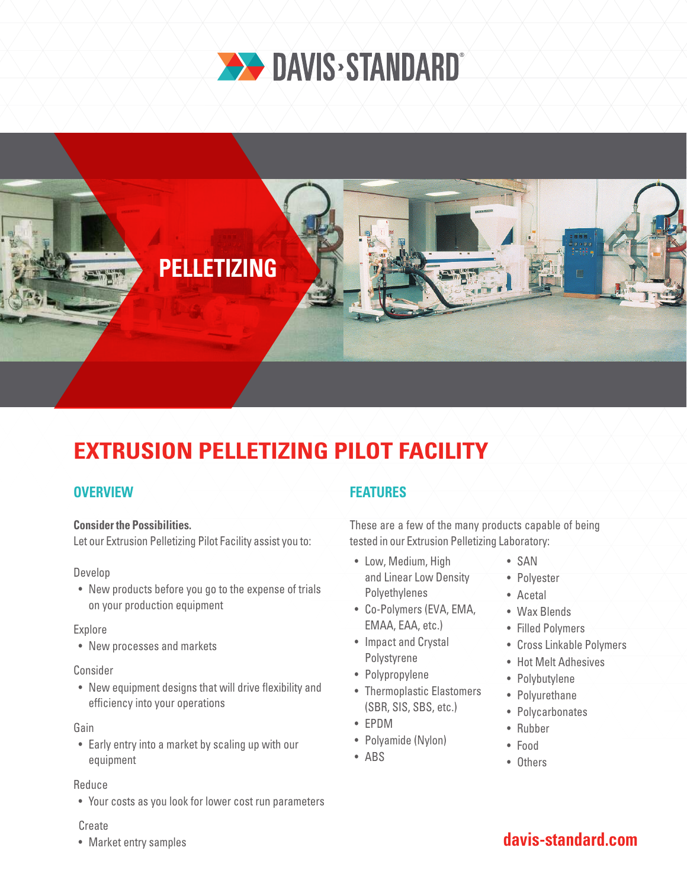DAVIS-STANDARD

PELLETIZING

# EXTRUSION PELLETIZING PILOT FACILITY

## OVERVIEW

**Consider the Possibilities.**
Let our Extrusion Pelletizing Pilot Facility assist you to:

Develop

- New products before you go to the expense of trials on your production equipment

Explore

- New processes and markets

Consider

- New equipment designs that will drive flexibility and efficiency into your operations

Gain

- Early entry into a market by scaling up with our equipment

Reduce

- Your costs as you look for lower cost run parameters

Create

- Market entry samples

## FEATURES

These are a few of the many products capable of being tested in our Extrusion Pelletizing Laboratory:

- Low, Medium, High and Linear Low Density Polyethylenes
- Co-Polymers (EVA, EMA, EMAA, EAA, etc.)
- Impact and Crystal Polystyrene
- Polypropylene
- Thermoplastic Elastomers (SBR, SIS, SBS, etc.)
- EPDM
- Polyamide (Nylon)
- ABS
- SAN
- Polyester
- Acetal
- Wax Blends
- Filled Polymers
- Cross Linkable Polymers
- Hot Melt Adhesives
- Polybutylene
- Polyurethane
- Polycarbonates
- Rubber
- Food
- Others

davis-standard.com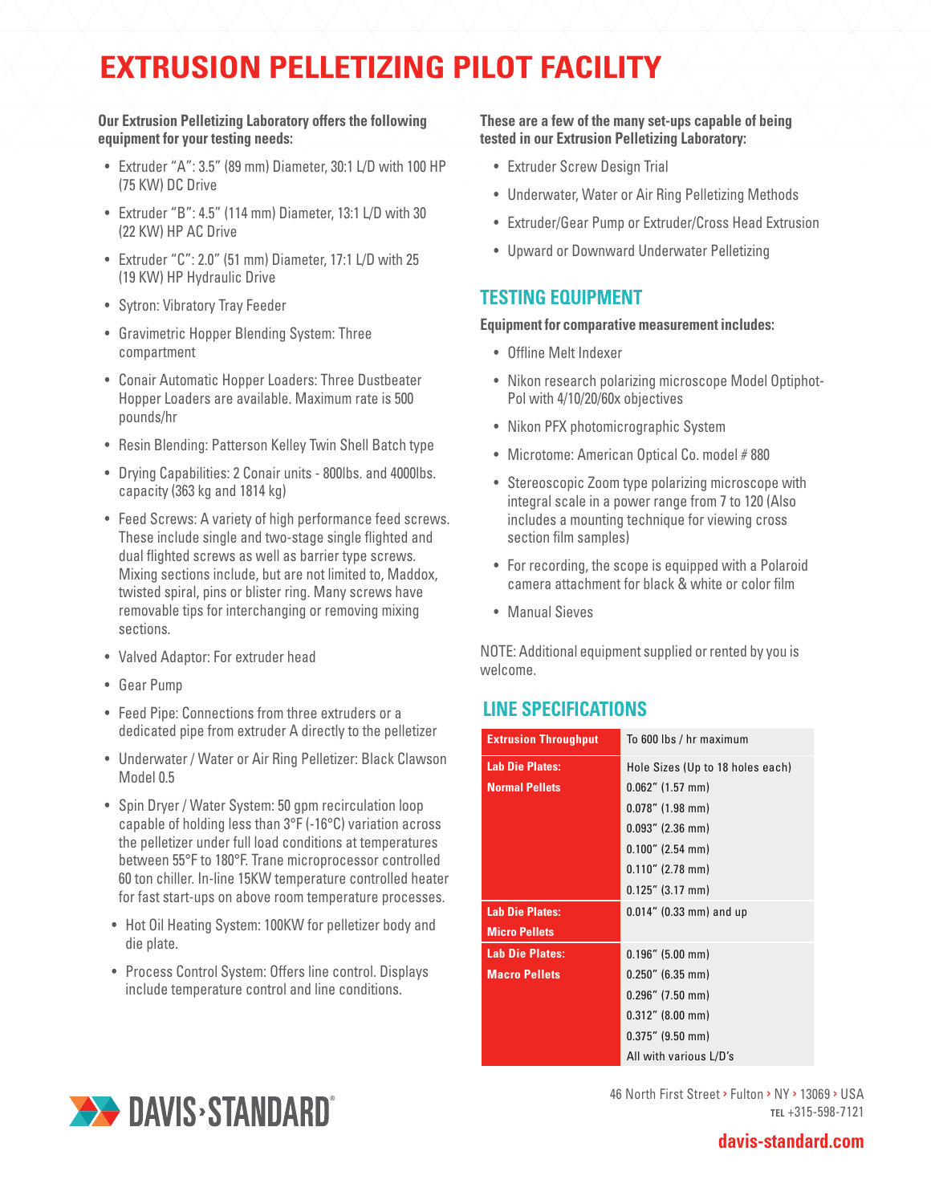# EXTRUSION PELLETIZING PILOT FACILITY

**Our Extrusion Pelletizing Laboratory offers the following equipment for your testing needs:**

- Extruder "A": 3.5" (89 mm) Diameter, 30:1 L/D with 100 HP (75 KW) DC Drive
- Extruder "B": 4.5" (114 mm) Diameter, 13:1 L/D with 30 (22 KW) HP AC Drive
- Extruder "C": 2.0" (51 mm) Diameter, 17:1 L/D with 25 (19 KW) HP Hydraulic Drive
- Sytron: Vibratory Tray Feeder
- Gravimetric Hopper Blending System: Three compartment
- Conair Automatic Hopper Loaders: Three Dustbeater Hopper Loaders are available. Maximum rate is 500 pounds/hr
- Resin Blending: Patterson Kelley Twin Shell Batch type
- Drying Capabilities: 2 Conair units - 800lbs. and 4000lbs. capacity (363 kg and 1814 kg)
- Feed Screws: A variety of high performance feed screws. These include single and two-stage single flighted and dual flighted screws as well as barrier type screws. Mixing sections include, but are not limited to, Maddox, twisted spiral, pins or blister ring. Many screws have removable tips for interchanging or removing mixing sections.
- Valved Adaptor: For extruder head
- Gear Pump
- Feed Pipe: Connections from three extruders or a dedicated pipe from extruder A directly to the pelletizer
- Underwater / Water or Air Ring Pelletizer: Black Clawson Model 0.5
- Spin Dryer / Water System: 50 gpm recirculation loop capable of holding less than 3°F (-16°C) variation across the pelletizer under full load conditions at temperatures between 55°F to 180°F. Trane microprocessor controlled 60 ton chiller. In-line 15KW temperature controlled heater for fast start-ups on above room temperature processes.
- Hot Oil Heating System: 100KW for pelletizer body and die plate.
- Process Control System: Offers line control. Displays include temperature control and line conditions.

**These are a few of the many set-ups capable of being tested in our Extrusion Pelletizing Laboratory:**

- Extruder Screw Design Trial
- Underwater, Water or Air Ring Pelletizing Methods
- Extruder/Gear Pump or Extruder/Cross Head Extrusion
- Upward or Downward Underwater Pelletizing

## TESTING EQUIPMENT

**Equipment for comparative measurement includes:**

- Offline Melt Indexer
- Nikon research polarizing microscope Model Optiphot-Pol with 4/10/20/60x objectives
- Nikon PFX photomicrographic System
- Microtome: American Optical Co. model # 880
- Stereoscopic Zoom type polarizing microscope with integral scale in a power range from 7 to 120 (Also includes a mounting technique for viewing cross section film samples)
- For recording, the scope is equipped with a Polaroid camera attachment for black & white or color film
- Manual Sieves

NOTE: Additional equipment supplied or rented by you is welcome.

## LINE SPECIFICATIONS

| | |
|---|---|
| **Extrusion Throughput** | To 600 lbs / hr maximum |
| **Lab Die Plates: Normal Pellets** | Hole Sizes (Up to 18 holes each)<br>0.062" (1.57 mm)<br>0.078" (1.98 mm)<br>0.093" (2.36 mm)<br>0.100" (2.54 mm)<br>0.110" (2.78 mm)<br>0.125" (3.17 mm) |
| **Lab Die Plates: Micro Pellets** | 0.014" (0.33 mm) and up |
| **Lab Die Plates: Macro Pellets** | 0.196" (5.00 mm)<br>0.250" (6.35 mm)<br>0.296" (7.50 mm)<br>0.312" (8.00 mm)<br>0.375" (9.50 mm)<br>All with various L/D's |

DAVIS-STANDARD®

46 North First Street › Fulton › NY › 13069 › USA
TEL +315-598-7121

davis-standard.com